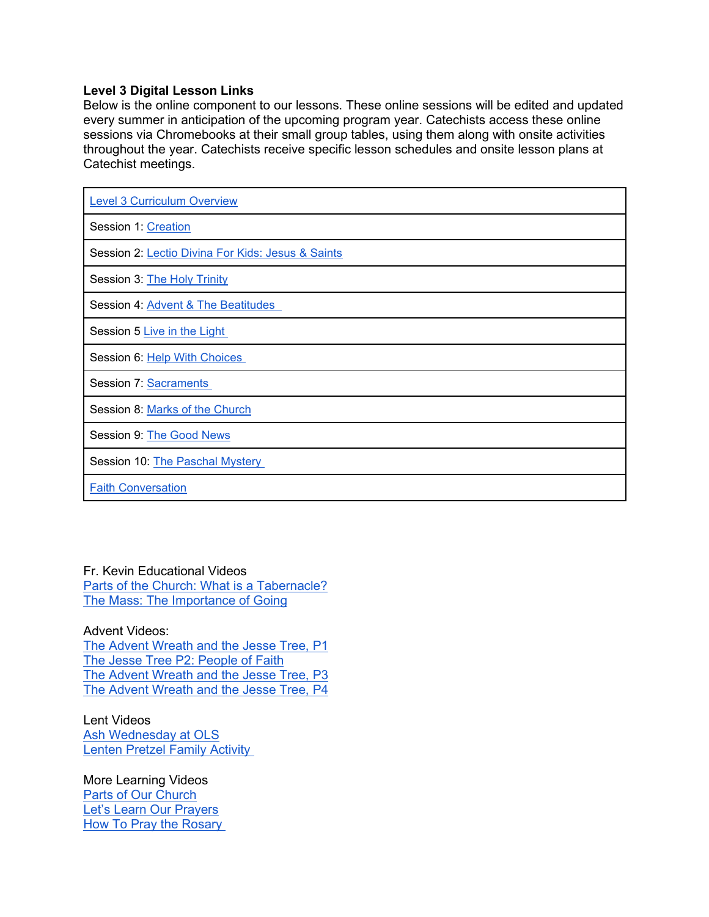**Level 3 Digital Lesson Links**
Below is the online component to our lessons. These online sessions will be edited and updated every summer in anticipation of the upcoming program year. Catechists access these online sessions via Chromebooks at their small group tables, using them along with onsite activities throughout the year. Catechists receive specific lesson schedules and onsite lesson plans at Catechist meetings.

| Level 3 Curriculum Overview |
|---|
| Session 1: Creation |
| Session 2: Lectio Divina For Kids: Jesus & Saints |
| Session 3: The Holy Trinity |
| Session 4: Advent & The Beatitudes |
| Session 5 Live in the Light |
| Session 6: Help With Choices |
| Session 7: Sacraments |
| Session 8: Marks of the Church |
| Session 9: The Good News |
| Session 10: The Paschal Mystery |
| Faith Conversation |

Fr. Kevin Educational Videos
Parts of the Church: What is a Tabernacle?
The Mass: The Importance of Going

Advent Videos:
The Advent Wreath and the Jesse Tree, P1
The Jesse Tree P2: People of Faith
The Advent Wreath and the Jesse Tree, P3
The Advent Wreath and the Jesse Tree, P4

Lent Videos
Ash Wednesday at OLS
Lenten Pretzel Family Activity

More Learning Videos
Parts of Our Church
Let's Learn Our Prayers
How To Pray the Rosary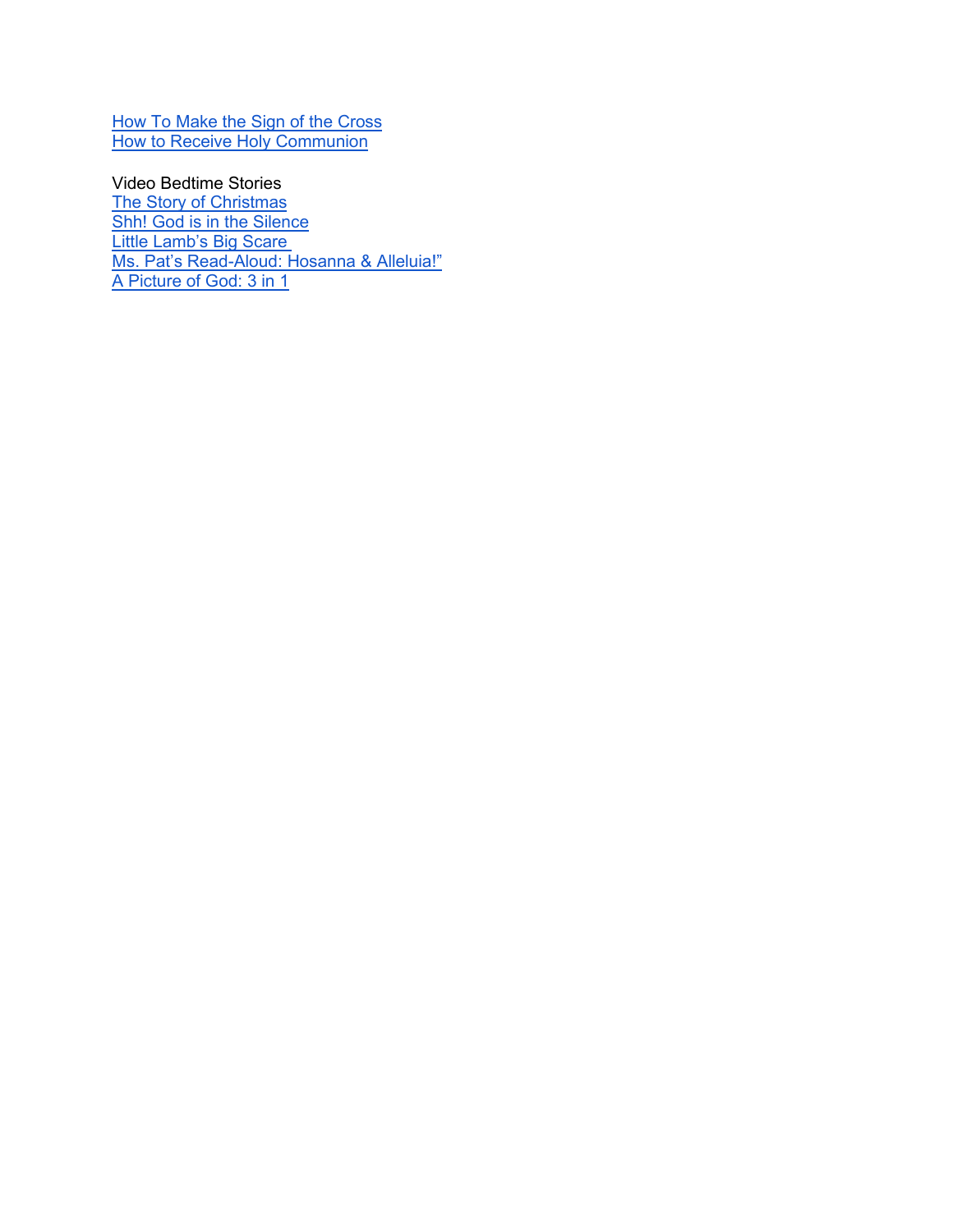How To Make the Sign of the Cross
How to Receive Holy Communion

Video Bedtime Stories
The Story of Christmas
Shh! God is in the Silence
Little Lamb's Big Scare
Ms. Pat's Read-Aloud: Hosanna & Alleluia!"
A Picture of God: 3 in 1